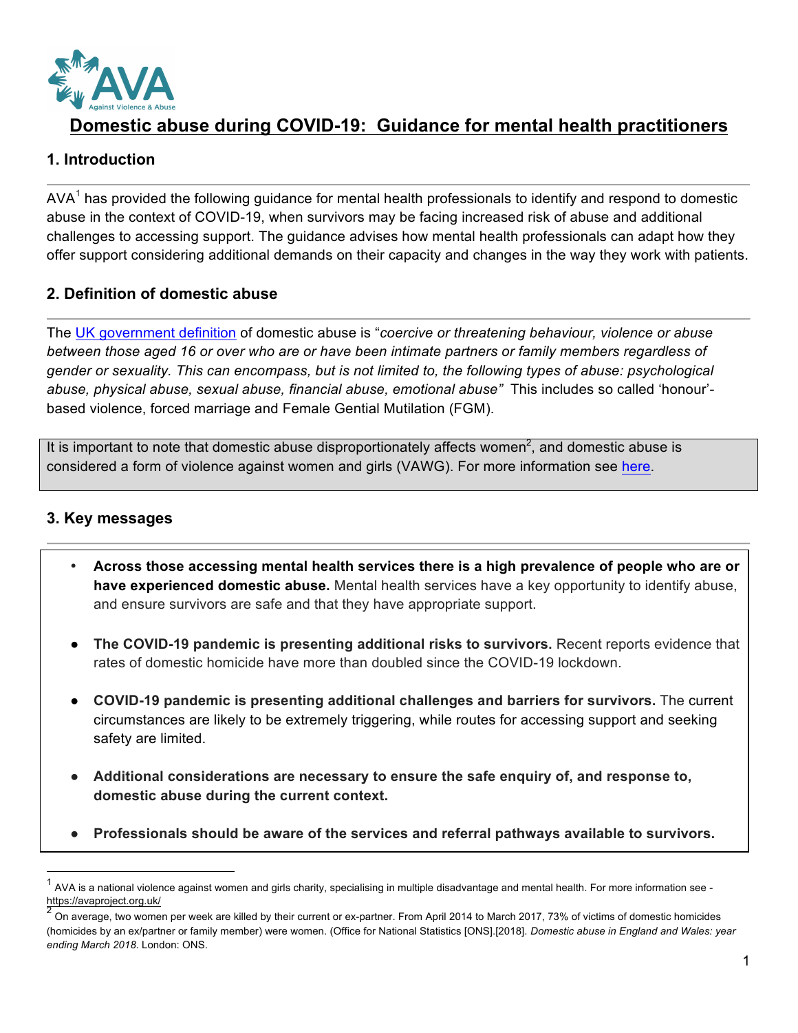# Domestic abuse during COVID-19: Guidance for mental health practitioners

## 1. Introduction

AVA[1] has provided the following guidance for mental health professionals to identify and respond to domestic abuse in the context of COVID-19, when survivors may be facing increased risk of abuse and additional challenges to accessing support. The guidance advises how mental health professionals can adapt how they offer support considering additional demands on their capacity and changes in the way they work with patients.

## 2. Definition of domestic abuse

The UK government definition of domestic abuse is "*coercive or threatening behaviour, violence or abuse between those aged 16 or over who are or have been intimate partners or family members regardless of gender or sexuality. This can encompass, but is not limited to, the following types of abuse: psychological abuse, physical abuse, sexual abuse, financial abuse, emotional abuse*" This includes so called 'honour'-based violence, forced marriage and Female Gential Mutilation (FGM).

It is important to note that domestic abuse disproportionately affects women[2], and domestic abuse is considered a form of violence against women and girls (VAWG). For more information see here.

## 3. Key messages

- **Across those accessing mental health services there is a high prevalence of people who are or have experienced domestic abuse.** Mental health services have a key opportunity to identify abuse, and ensure survivors are safe and that they have appropriate support.
- **The COVID-19 pandemic is presenting additional risks to survivors.** Recent reports evidence that rates of domestic homicide have more than doubled since the COVID-19 lockdown.
- **COVID-19 pandemic is presenting additional challenges and barriers for survivors.** The current circumstances are likely to be extremely triggering, while routes for accessing support and seeking safety are limited.
- **Additional considerations are necessary to ensure the safe enquiry of, and response to, domestic abuse during the current context.**
- **Professionals should be aware of the services and referral pathways available to survivors.**

---

[1] AVA is a national violence against women and girls charity, specialising in multiple disadvantage and mental health. For more information see - https://avaproject.org.uk/

[2] On average, two women per week are killed by their current or ex-partner. From April 2014 to March 2017, 73% of victims of domestic homicides (homicides by an ex/partner or family member) were women. (Office for National Statistics [ONS].[2018]. *Domestic abuse in England and Wales: year ending March 2018*. London: ONS.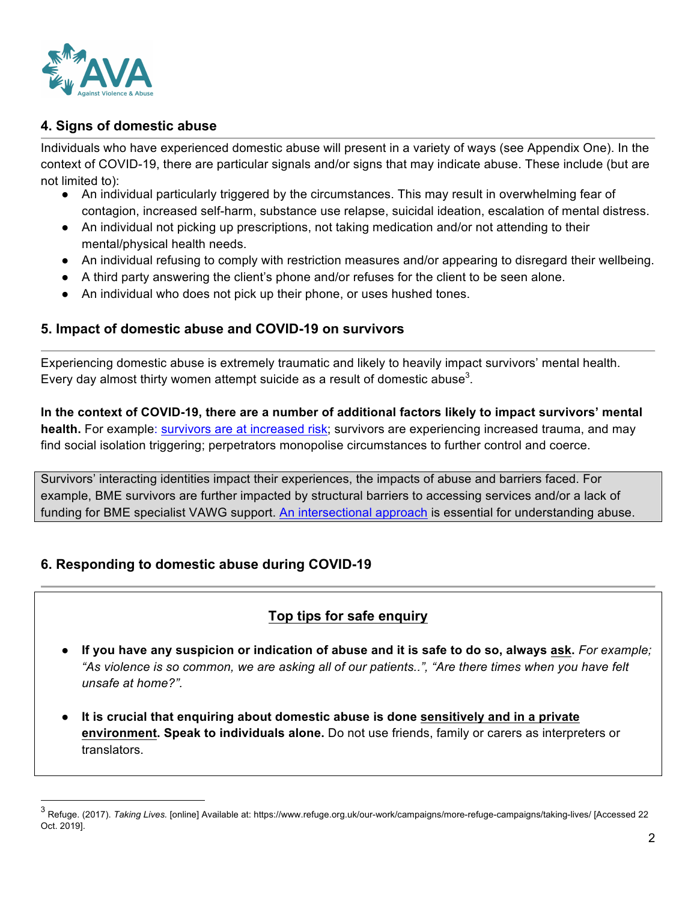## 4. Signs of domestic abuse

Individuals who have experienced domestic abuse will present in a variety of ways (see Appendix One). In the context of COVID-19, there are particular signals and/or signs that may indicate abuse. These include (but are not limited to):

- An individual particularly triggered by the circumstances. This may result in overwhelming fear of contagion, increased self-harm, substance use relapse, suicidal ideation, escalation of mental distress.
- An individual not picking up prescriptions, not taking medication and/or not attending to their mental/physical health needs.
- An individual refusing to comply with restriction measures and/or appearing to disregard their wellbeing.
- A third party answering the client's phone and/or refuses for the client to be seen alone.
- An individual who does not pick up their phone, or uses hushed tones.

## 5. Impact of domestic abuse and COVID-19 on survivors

Experiencing domestic abuse is extremely traumatic and likely to heavily impact survivors' mental health. Every day almost thirty women attempt suicide as a result of domestic abuse[3].

**In the context of COVID-19, there are a number of additional factors likely to impact survivors' mental health.** For example: survivors are at increased risk; survivors are experiencing increased trauma, and may find social isolation triggering; perpetrators monopolise circumstances to further control and coerce.

Survivors' interacting identities impact their experiences, the impacts of abuse and barriers faced. For example, BME survivors are further impacted by structural barriers to accessing services and/or a lack of funding for BME specialist VAWG support. An intersectional approach is essential for understanding abuse.

## 6. Responding to domestic abuse during COVID-19

### Top tips for safe enquiry

- **If you have any suspicion or indication of abuse and it is safe to do so, always ask.** *For example; "As violence is so common, we are asking all of our patients..", "Are there times when you have felt unsafe at home?".*
- **It is crucial that enquiring about domestic abuse is done sensitively and in a private environment. Speak to individuals alone.** Do not use friends, family or carers as interpreters or translators.

---

[3] Refuge. (2017). *Taking Lives.* [online] Available at: https://www.refuge.org.uk/our-work/campaigns/more-refuge-campaigns/taking-lives/ [Accessed 22 Oct. 2019].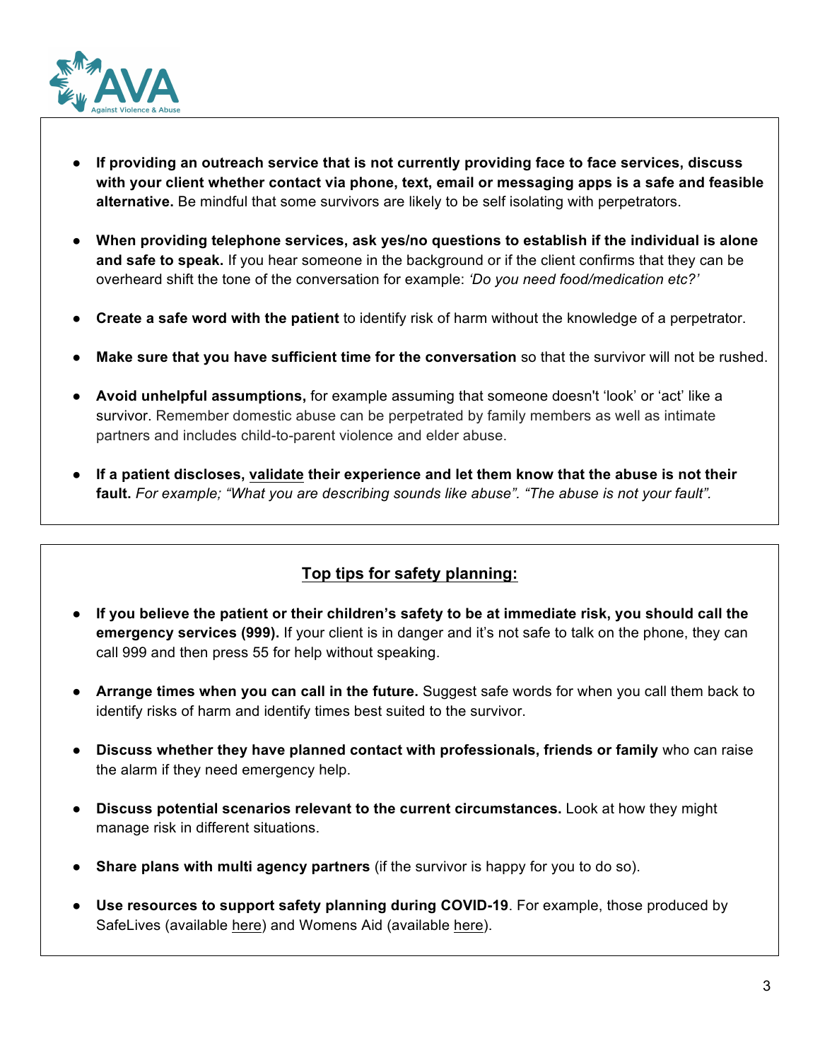- **If providing an outreach service that is not currently providing face to face services, discuss with your client whether contact via phone, text, email or messaging apps is a safe and feasible alternative.** Be mindful that some survivors are likely to be self isolating with perpetrators.

- **When providing telephone services, ask yes/no questions to establish if the individual is alone and safe to speak.** If you hear someone in the background or if the client confirms that they can be overheard shift the tone of the conversation for example: *'Do you need food/medication etc?'*

- **Create a safe word with the patient** to identify risk of harm without the knowledge of a perpetrator.

- **Make sure that you have sufficient time for the conversation** so that the survivor will not be rushed.

- **Avoid unhelpful assumptions,** for example assuming that someone doesn't 'look' or 'act' like a survivor. Remember domestic abuse can be perpetrated by family members as well as intimate partners and includes child-to-parent violence and elder abuse.

- **If a patient discloses, validate their experience and let them know that the abuse is not their fault.** *For example; "What you are describing sounds like abuse". "The abuse is not your fault".*

## Top tips for safety planning:

- **If you believe the patient or their children's safety to be at immediate risk, you should call the emergency services (999).** If your client is in danger and it's not safe to talk on the phone, they can call 999 and then press 55 for help without speaking.

- **Arrange times when you can call in the future.** Suggest safe words for when you call them back to identify risks of harm and identify times best suited to the survivor.

- **Discuss whether they have planned contact with professionals, friends or family** who can raise the alarm if they need emergency help.

- **Discuss potential scenarios relevant to the current circumstances.** Look at how they might manage risk in different situations.

- **Share plans with multi agency partners** (if the survivor is happy for you to do so).

- **Use resources to support safety planning during COVID-19**. For example, those produced by SafeLives (available here) and Womens Aid (available here).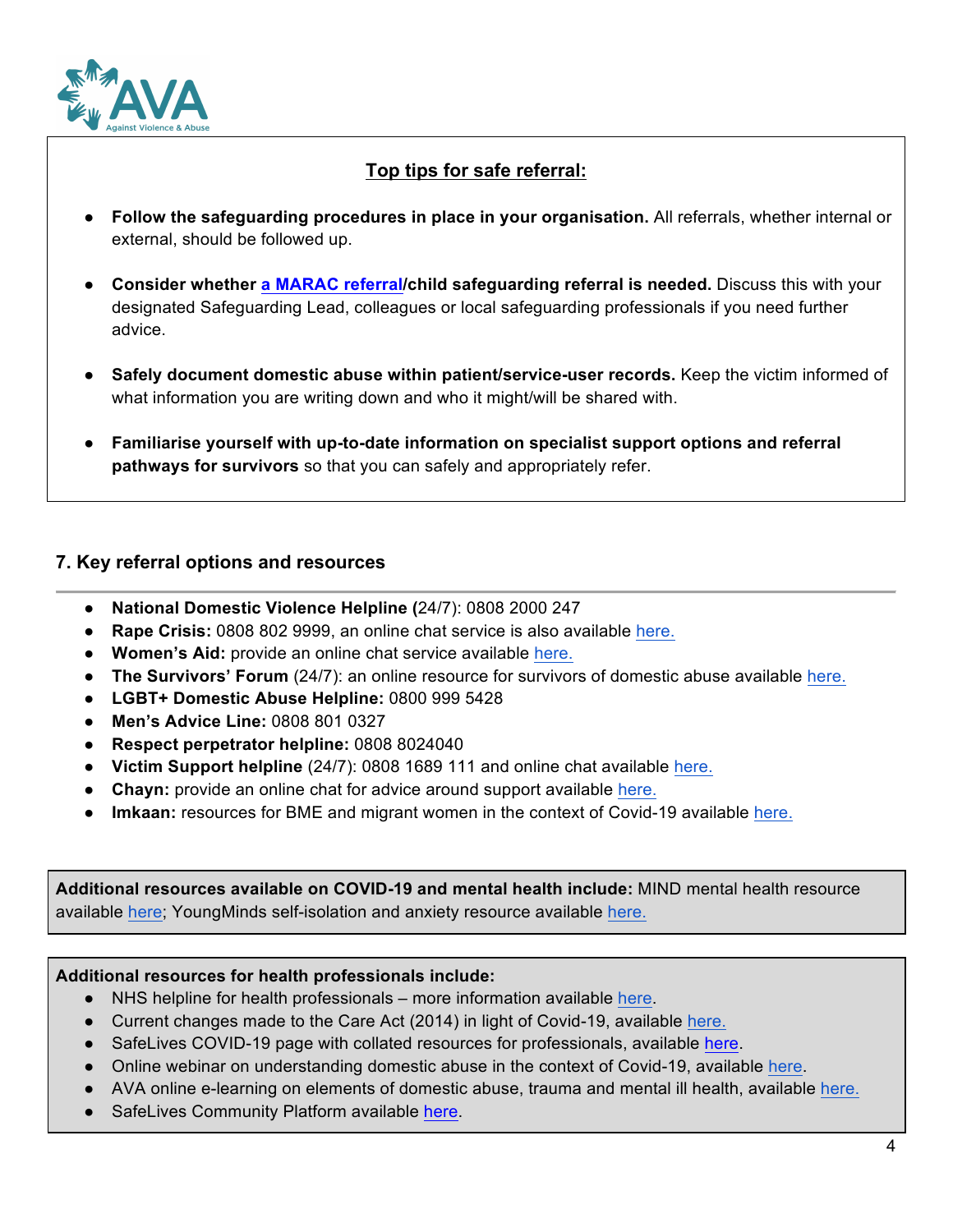**Top tips for safe referral:**

- **Follow the safeguarding procedures in place in your organisation.** All referrals, whether internal or external, should be followed up.
- **Consider whether a MARAC referral/child safeguarding referral is needed.** Discuss this with your designated Safeguarding Lead, colleagues or local safeguarding professionals if you need further advice.
- **Safely document domestic abuse within patient/service-user records.** Keep the victim informed of what information you are writing down and who it might/will be shared with.
- **Familiarise yourself with up-to-date information on specialist support options and referral pathways for survivors** so that you can safely and appropriately refer.

## 7. Key referral options and resources

- **National Domestic Violence Helpline (**24/7): 0808 2000 247
- **Rape Crisis:** 0808 802 9999, an online chat service is also available here.
- **Women's Aid:** provide an online chat service available here.
- **The Survivors' Forum** (24/7): an online resource for survivors of domestic abuse available here.
- **LGBT+ Domestic Abuse Helpline:** 0800 999 5428
- **Men's Advice Line:** 0808 801 0327
- **Respect perpetrator helpline:** 0808 8024040
- **Victim Support helpline** (24/7): 0808 1689 111 and online chat available here.
- **Chayn:** provide an online chat for advice around support available here.
- **Imkaan:** resources for BME and migrant women in the context of Covid-19 available here.

**Additional resources available on COVID-19 and mental health include:** MIND mental health resource available here; YoungMinds self-isolation and anxiety resource available here.

**Additional resources for health professionals include:**

- NHS helpline for health professionals – more information available here.
- Current changes made to the Care Act (2014) in light of Covid-19, available here.
- SafeLives COVID-19 page with collated resources for professionals, available here.
- Online webinar on understanding domestic abuse in the context of Covid-19, available here.
- AVA online e-learning on elements of domestic abuse, trauma and mental ill health, available here.
- SafeLives Community Platform available here.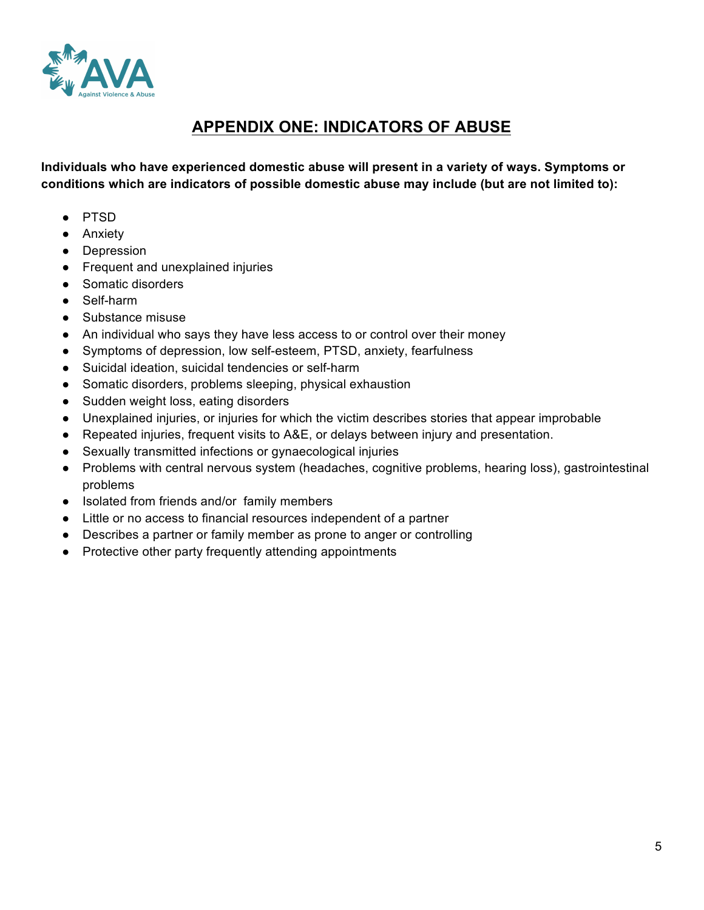# APPENDIX ONE: INDICATORS OF ABUSE

**Individuals who have experienced domestic abuse will present in a variety of ways. Symptoms or conditions which are indicators of possible domestic abuse may include (but are not limited to):**

- PTSD
- Anxiety
- Depression
- Frequent and unexplained injuries
- Somatic disorders
- Self-harm
- Substance misuse
- An individual who says they have less access to or control over their money
- Symptoms of depression, low self-esteem, PTSD, anxiety, fearfulness
- Suicidal ideation, suicidal tendencies or self-harm
- Somatic disorders, problems sleeping, physical exhaustion
- Sudden weight loss, eating disorders
- Unexplained injuries, or injuries for which the victim describes stories that appear improbable
- Repeated injuries, frequent visits to A&E, or delays between injury and presentation.
- Sexually transmitted infections or gynaecological injuries
- Problems with central nervous system (headaches, cognitive problems, hearing loss), gastrointestinal problems
- Isolated from friends and/or family members
- Little or no access to financial resources independent of a partner
- Describes a partner or family member as prone to anger or controlling
- Protective other party frequently attending appointments